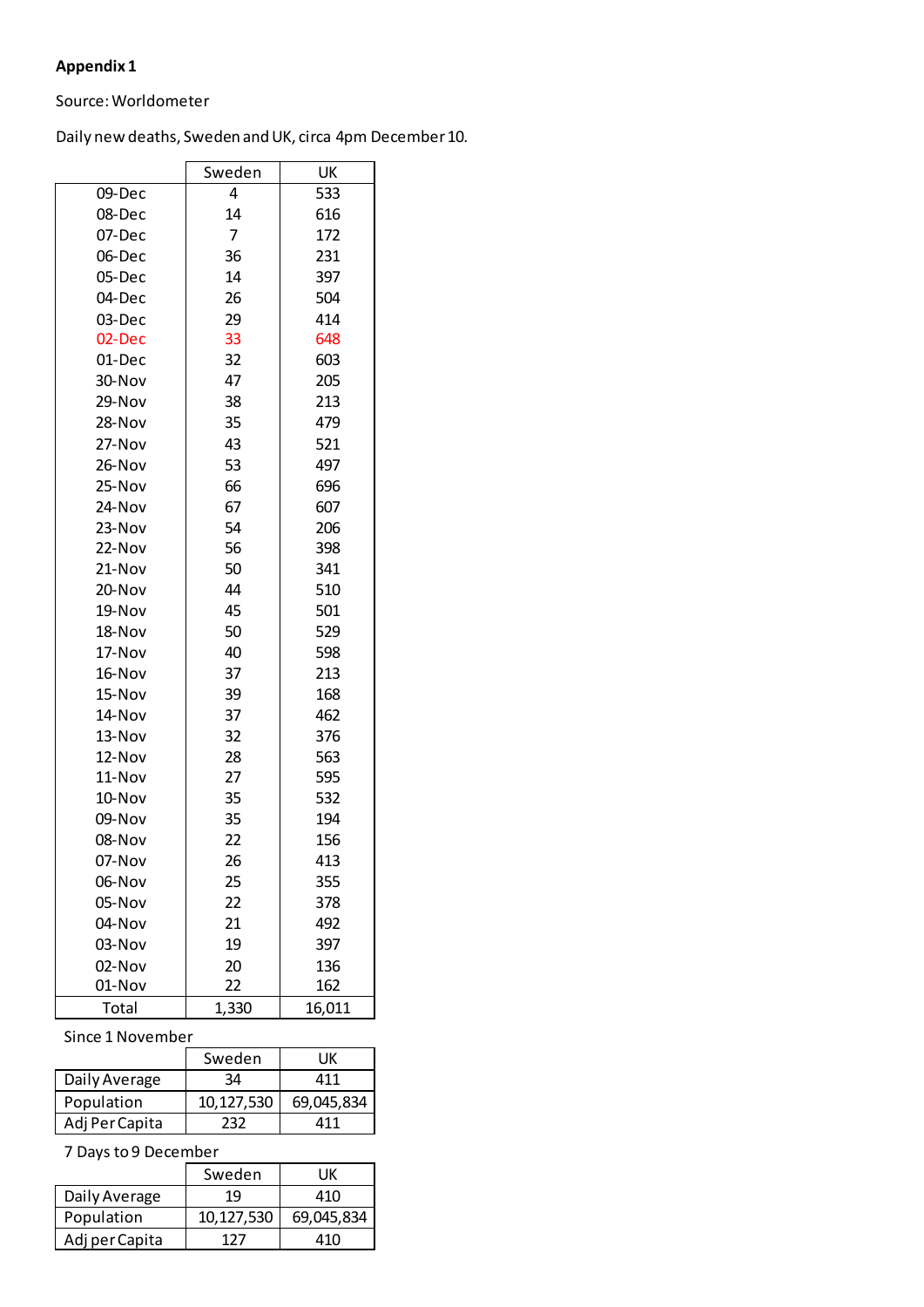**Appendix 1**

Source: Worldometer

Daily new deaths, Sweden and UK, circa 4pm December 10.

| | Sweden | UK |
|---|---|---|
| 09-Dec | 4 | 533 |
| 08-Dec | 14 | 616 |
| 07-Dec | 7 | 172 |
| 06-Dec | 36 | 231 |
| 05-Dec | 14 | 397 |
| 04-Dec | 26 | 504 |
| 03-Dec | 29 | 414 |
| 02-Dec | 33 | 648 |
| 01-Dec | 32 | 603 |
| 30-Nov | 47 | 205 |
| 29-Nov | 38 | 213 |
| 28-Nov | 35 | 479 |
| 27-Nov | 43 | 521 |
| 26-Nov | 53 | 497 |
| 25-Nov | 66 | 696 |
| 24-Nov | 67 | 607 |
| 23-Nov | 54 | 206 |
| 22-Nov | 56 | 398 |
| 21-Nov | 50 | 341 |
| 20-Nov | 44 | 510 |
| 19-Nov | 45 | 501 |
| 18-Nov | 50 | 529 |
| 17-Nov | 40 | 598 |
| 16-Nov | 37 | 213 |
| 15-Nov | 39 | 168 |
| 14-Nov | 37 | 462 |
| 13-Nov | 32 | 376 |
| 12-Nov | 28 | 563 |
| 11-Nov | 27 | 595 |
| 10-Nov | 35 | 532 |
| 09-Nov | 35 | 194 |
| 08-Nov | 22 | 156 |
| 07-Nov | 26 | 413 |
| 06-Nov | 25 | 355 |
| 05-Nov | 22 | 378 |
| 04-Nov | 21 | 492 |
| 03-Nov | 19 | 397 |
| 02-Nov | 20 | 136 |
| 01-Nov | 22 | 162 |
| Total | 1,330 | 16,011 |

Since 1 November

| | Sweden | UK |
|---|---|---|
| Daily Average | 34 | 411 |
| Population | 10,127,530 | 69,045,834 |
| Adj Per Capita | 232 | 411 |

7 Days to 9 December

| | Sweden | UK |
|---|---|---|
| Daily Average | 19 | 410 |
| Population | 10,127,530 | 69,045,834 |
| Adj per Capita | 127 | 410 |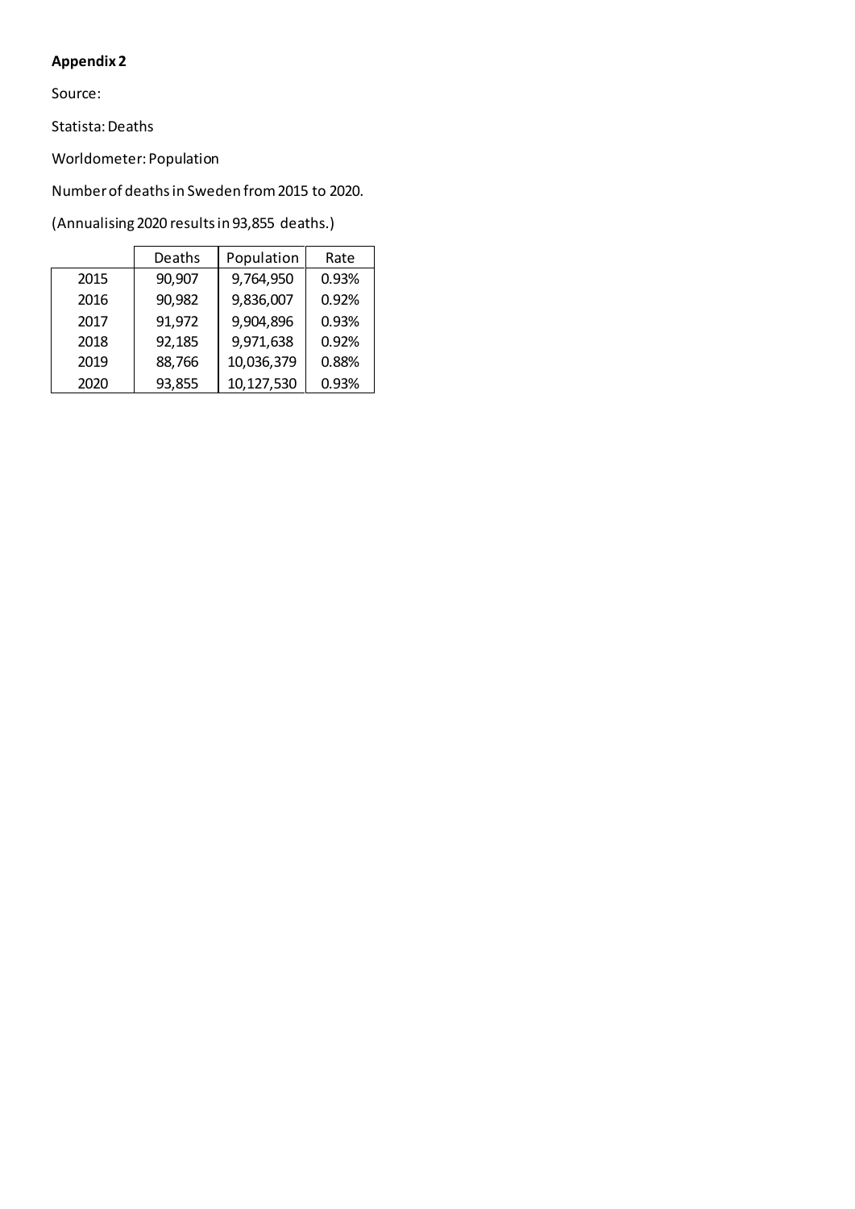**Appendix 2**

Source:

Statista: Deaths

Worldometer: Population

Number of deaths in Sweden from 2015 to 2020.

(Annualising 2020 results in 93,855 deaths.)

| | Deaths | Population | Rate |
|---|---|---|---|
| 2015 | 90,907 | 9,764,950 | 0.93% |
| 2016 | 90,982 | 9,836,007 | 0.92% |
| 2017 | 91,972 | 9,904,896 | 0.93% |
| 2018 | 92,185 | 9,971,638 | 0.92% |
| 2019 | 88,766 | 10,036,379 | 0.88% |
| 2020 | 93,855 | 10,127,530 | 0.93% |